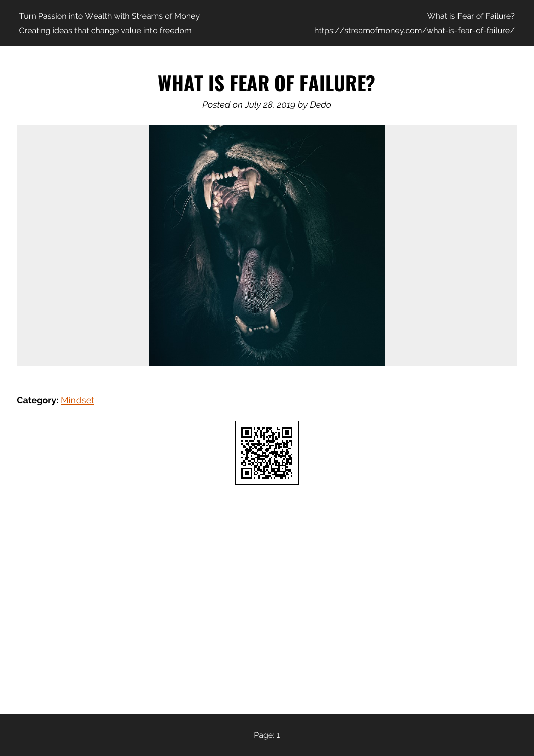# WHAT IS FEAR OF FAILURE?

*Posted on July 28, 2019 by Dedo*

**Category:** Mindset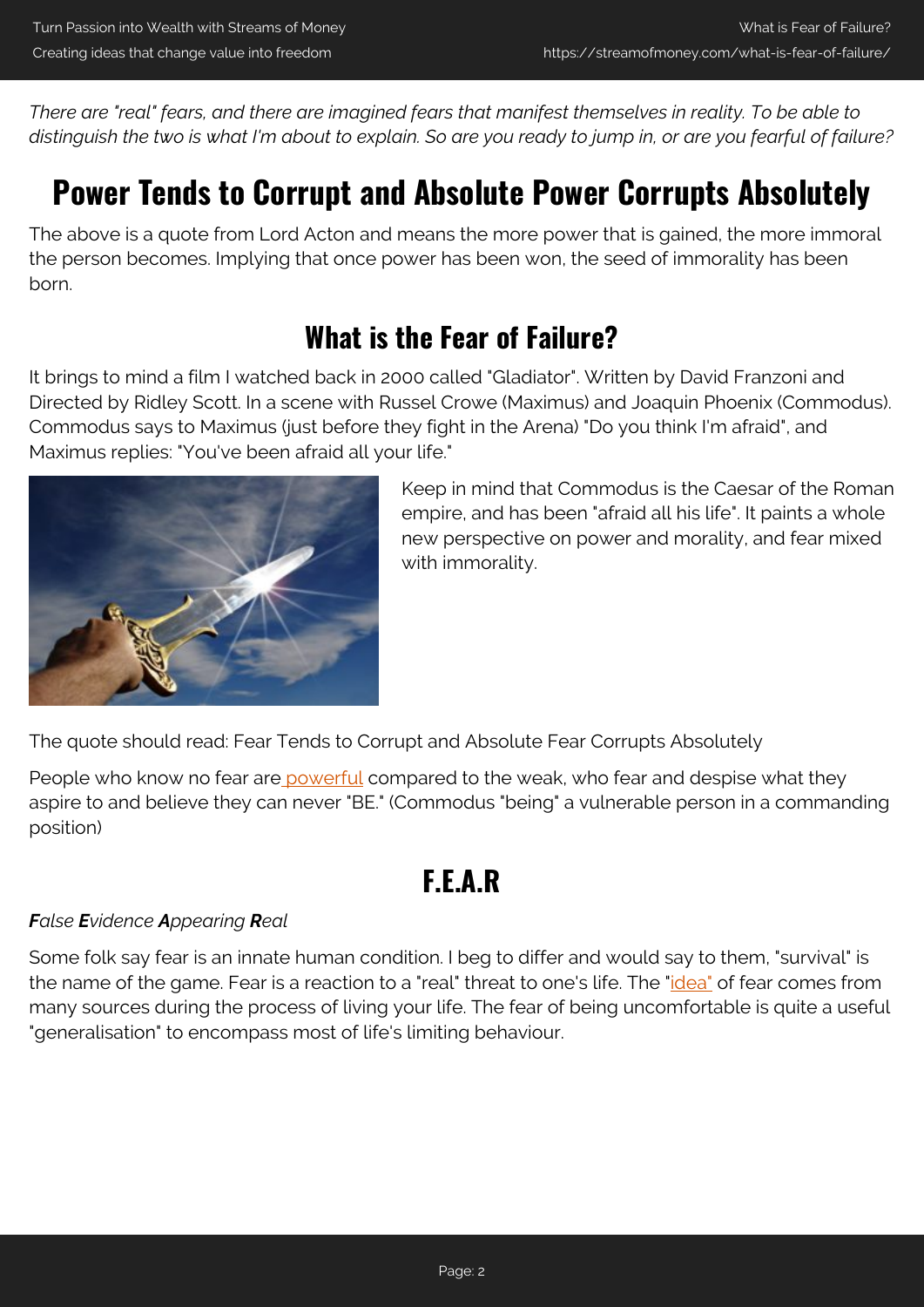*There are "real" fears, and there are imagined fears that manifest themselves in reality. To be able to distinguish the two is what I'm about to explain. So are you ready to jump in, or are you fearful of failure?*

# Power Tends to Corrupt and Absolute Power Corrupts Absolutely

The above is a quote from Lord Acton and means the more power that is gained, the more immoral the person becomes. Implying that once power has been won, the seed of immorality has been born.

## What is the Fear of Failure?

It brings to mind a film I watched back in 2000 called "Gladiator". Written by David Franzoni and Directed by Ridley Scott. In a scene with Russel Crowe (Maximus) and Joaquin Phoenix (Commodus). Commodus says to Maximus (just before they fight in the Arena) "Do you think I'm afraid", and Maximus replies: "You've been afraid all your life."

Keep in mind that Commodus is the Caesar of the Roman empire, and has been "afraid all his life". It paints a whole new perspective on power and morality, and fear mixed with immorality.

The quote should read: Fear Tends to Corrupt and Absolute Fear Corrupts Absolutely

People who know no fear are powerful compared to the weak, who fear and despise what they aspire to and believe they can never "BE." (Commodus "being" a vulnerable person in a commanding position)

## F.E.A.R

***F**alse **E**vidence **A**ppearing **R**eal*

Some folk say fear is an innate human condition. I beg to differ and would say to them, "survival" is the name of the game. Fear is a reaction to a "real" threat to one's life. The "idea" of fear comes from many sources during the process of living your life. The fear of being uncomfortable is quite a useful "generalisation" to encompass most of life's limiting behaviour.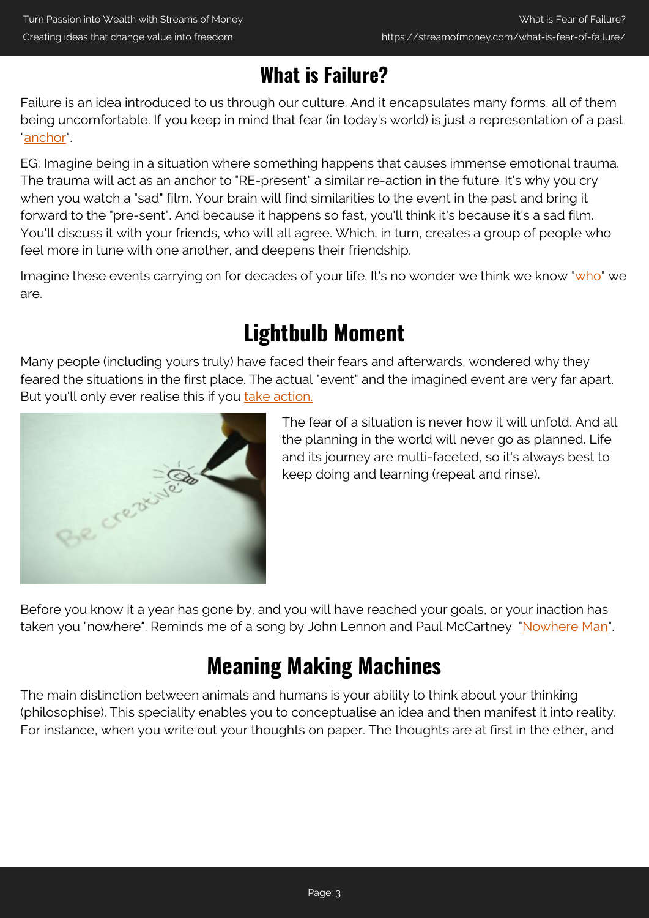## What is Failure?

Failure is an idea introduced to us through our culture. And it encapsulates many forms, all of them being uncomfortable. If you keep in mind that fear (in today's world) is just a representation of a past "anchor".

EG; Imagine being in a situation where something happens that causes immense emotional trauma. The trauma will act as an anchor to "RE-present" a similar re-action in the future. It's why you cry when you watch a "sad" film. Your brain will find similarities to the event in the past and bring it forward to the "pre-sent". And because it happens so fast, you'll think it's because it's a sad film. You'll discuss it with your friends, who will all agree. Which, in turn, creates a group of people who feel more in tune with one another, and deepens their friendship.

Imagine these events carrying on for decades of your life. It's no wonder we think we know "who" we are.

## Lightbulb Moment

Many people (including yours truly) have faced their fears and afterwards, wondered why they feared the situations in the first place. The actual "event" and the imagined event are very far apart. But you'll only ever realise this if you take action.

The fear of a situation is never how it will unfold. And all the planning in the world will never go as planned. Life and its journey are multi-faceted, so it's always best to keep doing and learning (repeat and rinse).

Before you know it a year has gone by, and you will have reached your goals, or your inaction has taken you "nowhere". Reminds me of a song by John Lennon and Paul McCartney "Nowhere Man".

## Meaning Making Machines

The main distinction between animals and humans is your ability to think about your thinking (philosophise). This speciality enables you to conceptualise an idea and then manifest it into reality. For instance, when you write out your thoughts on paper. The thoughts are at first in the ether, and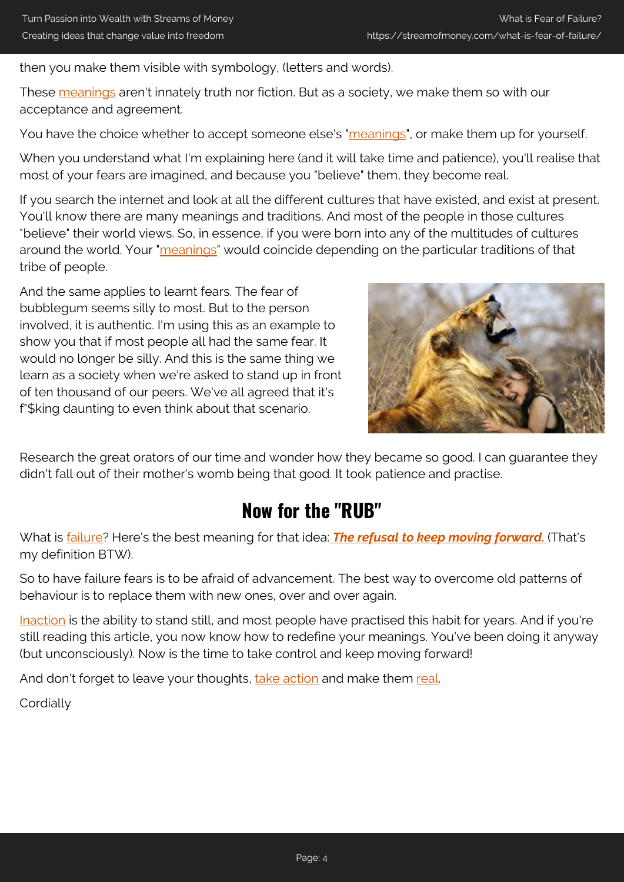then you make them visible with symbology, (letters and words).

These meanings aren't innately truth nor fiction. But as a society, we make them so with our acceptance and agreement.

You have the choice whether to accept someone else's "meanings", or make them up for yourself.

When you understand what I'm explaining here (and it will take time and patience), you'll realise that most of your fears are imagined, and because you "believe" them, they become real.

If you search the internet and look at all the different cultures that have existed, and exist at present. You'll know there are many meanings and traditions. And most of the people in those cultures "believe" their world views. So, in essence, if you were born into any of the multitudes of cultures around the world. Your "meanings" would coincide depending on the particular traditions of that tribe of people.

And the same applies to learnt fears. The fear of bubblegum seems silly to most. But to the person involved, it is authentic. I'm using this as an example to show you that if most people all had the same fear. It would no longer be silly. And this is the same thing we learn as a society when we're asked to stand up in front of ten thousand of our peers. We've all agreed that it's f"$king daunting to even think about that scenario.

Research the great orators of our time and wonder how they became so good. I can guarantee they didn't fall out of their mother's womb being that good. It took patience and practise.

## Now for the "RUB"

What is failure? Here's the best meaning for that idea: ***The refusal to keep moving forward.*** (That's my definition BTW).

So to have failure fears is to be afraid of advancement. The best way to overcome old patterns of behaviour is to replace them with new ones, over and over again.

Inaction is the ability to stand still, and most people have practised this habit for years. And if you're still reading this article, you now know how to redefine your meanings. You've been doing it anyway (but unconsciously). Now is the time to take control and keep moving forward!

And don't forget to leave your thoughts, take action and make them real.

Cordially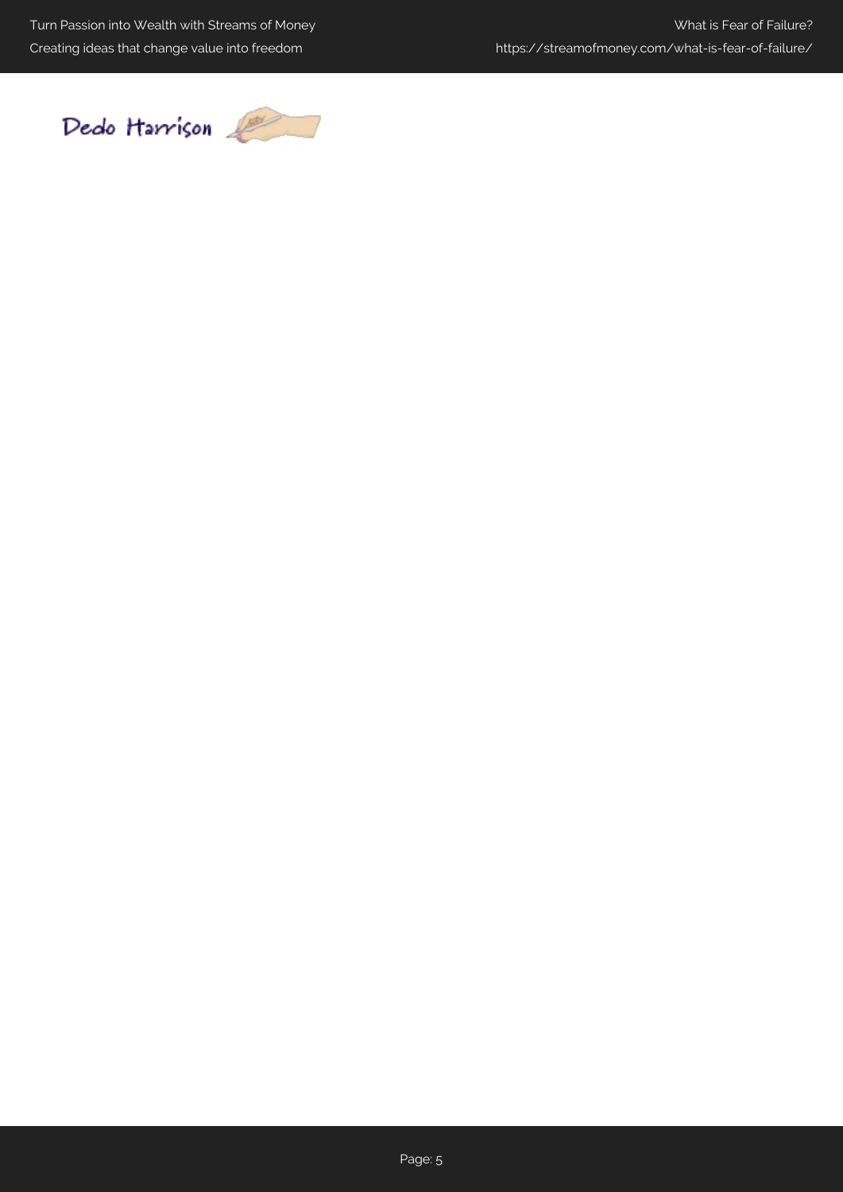Dedo Harrison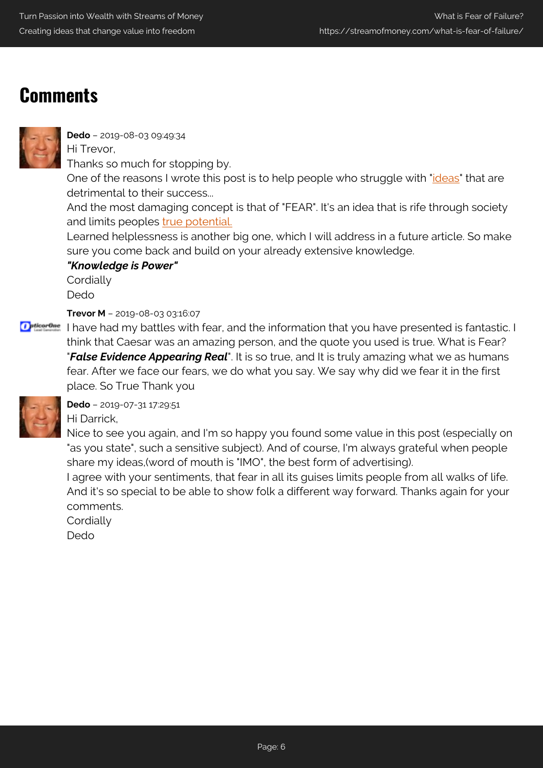## Comments

**Dedo** – 2019-08-03 09:49:34
Hi Trevor,
Thanks so much for stopping by.
One of the reasons I wrote this post is to help people who struggle with "ideas" that are detrimental to their success…
And the most damaging concept is that of "FEAR". It's an idea that is rife through society and limits peoples true potential.
Learned helplessness is another big one, which I will address in a future article. So make sure you come back and build on your already extensive knowledge.
***"Knowledge is Power"***
Cordially
Dedo

**Trevor M** – 2019-08-03 03:16:07
I have had my battles with fear, and the information that you have presented is fantastic. I think that Caesar was an amazing person, and the quote you used is true. What is Fear? "***False Evidence Appearing Real***". It is so true, and It is truly amazing what we as humans fear. After we face our fears, we do what you say. We say why did we fear it in the first place. So True Thank you

**Dedo** – 2019-07-31 17:29:51
Hi Darrick,
Nice to see you again, and I'm so happy you found some value in this post (especially on "as you state", such a sensitive subject). And of course, I'm always grateful when people share my ideas,(word of mouth is "IMO", the best form of advertising).
I agree with your sentiments, that fear in all its guises limits people from all walks of life. And it's so special to be able to show folk a different way forward. Thanks again for your comments.
Cordially
Dedo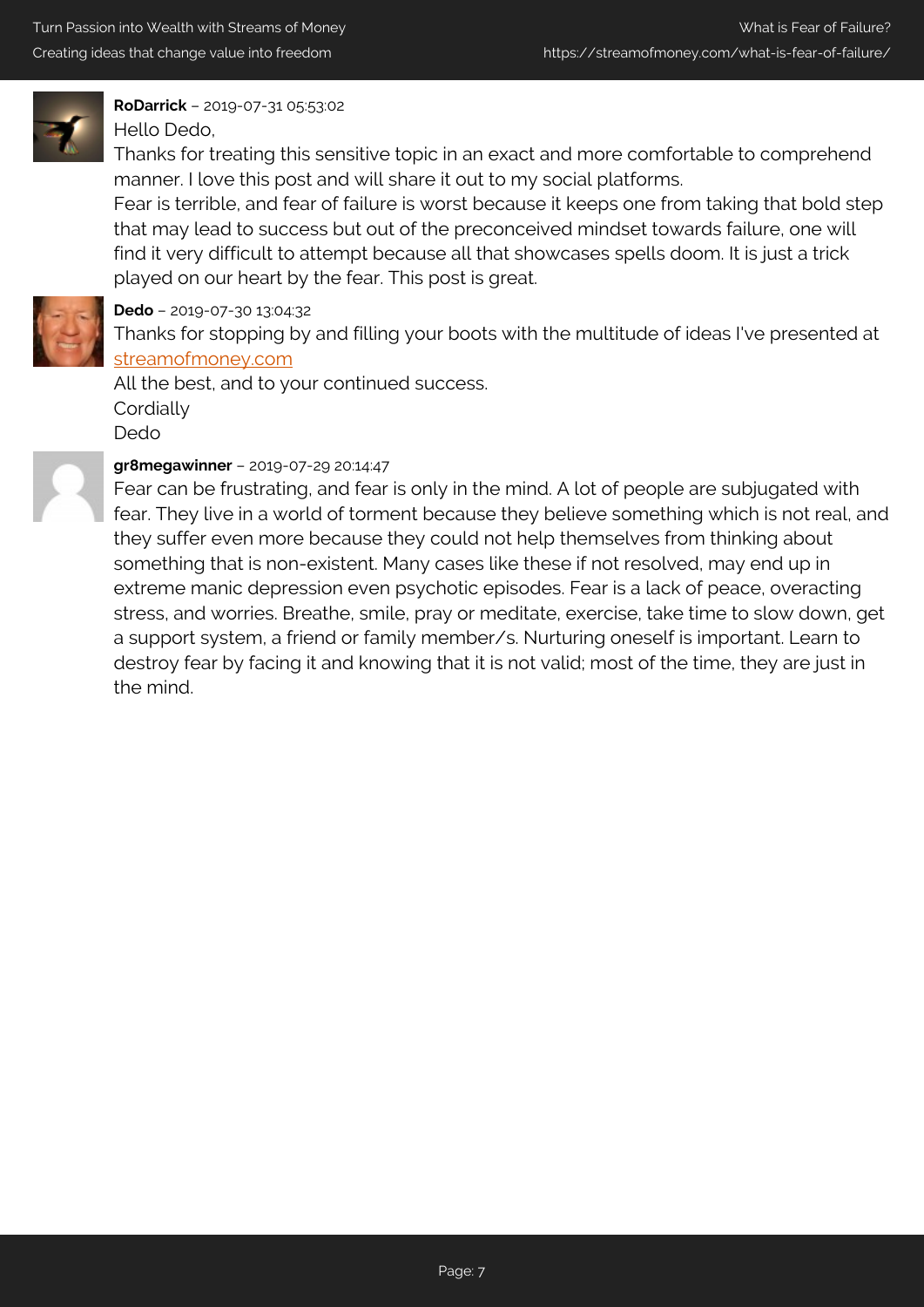**RoDarrick** – 2019-07-31 05:53:02

Hello Dedo,

Thanks for treating this sensitive topic in an exact and more comfortable to comprehend manner. I love this post and will share it out to my social platforms.

Fear is terrible, and fear of failure is worst because it keeps one from taking that bold step that may lead to success but out of the preconceived mindset towards failure, one will find it very difficult to attempt because all that showcases spells doom. It is just a trick played on our heart by the fear. This post is great.

**Dedo** – 2019-07-30 13:04:32

Thanks for stopping by and filling your boots with the multitude of ideas I've presented at [streamofmoney.com](https://streamofmoney.com)

All the best, and to your continued success.

Cordially

Dedo

**gr8megawinner** – 2019-07-29 20:14:47

Fear can be frustrating, and fear is only in the mind. A lot of people are subjugated with fear. They live in a world of torment because they believe something which is not real, and they suffer even more because they could not help themselves from thinking about something that is non-existent. Many cases like these if not resolved, may end up in extreme manic depression even psychotic episodes. Fear is a lack of peace, overacting stress, and worries. Breathe, smile, pray or meditate, exercise, take time to slow down, get a support system, a friend or family member/s. Nurturing oneself is important. Learn to destroy fear by facing it and knowing that it is not valid; most of the time, they are just in the mind.